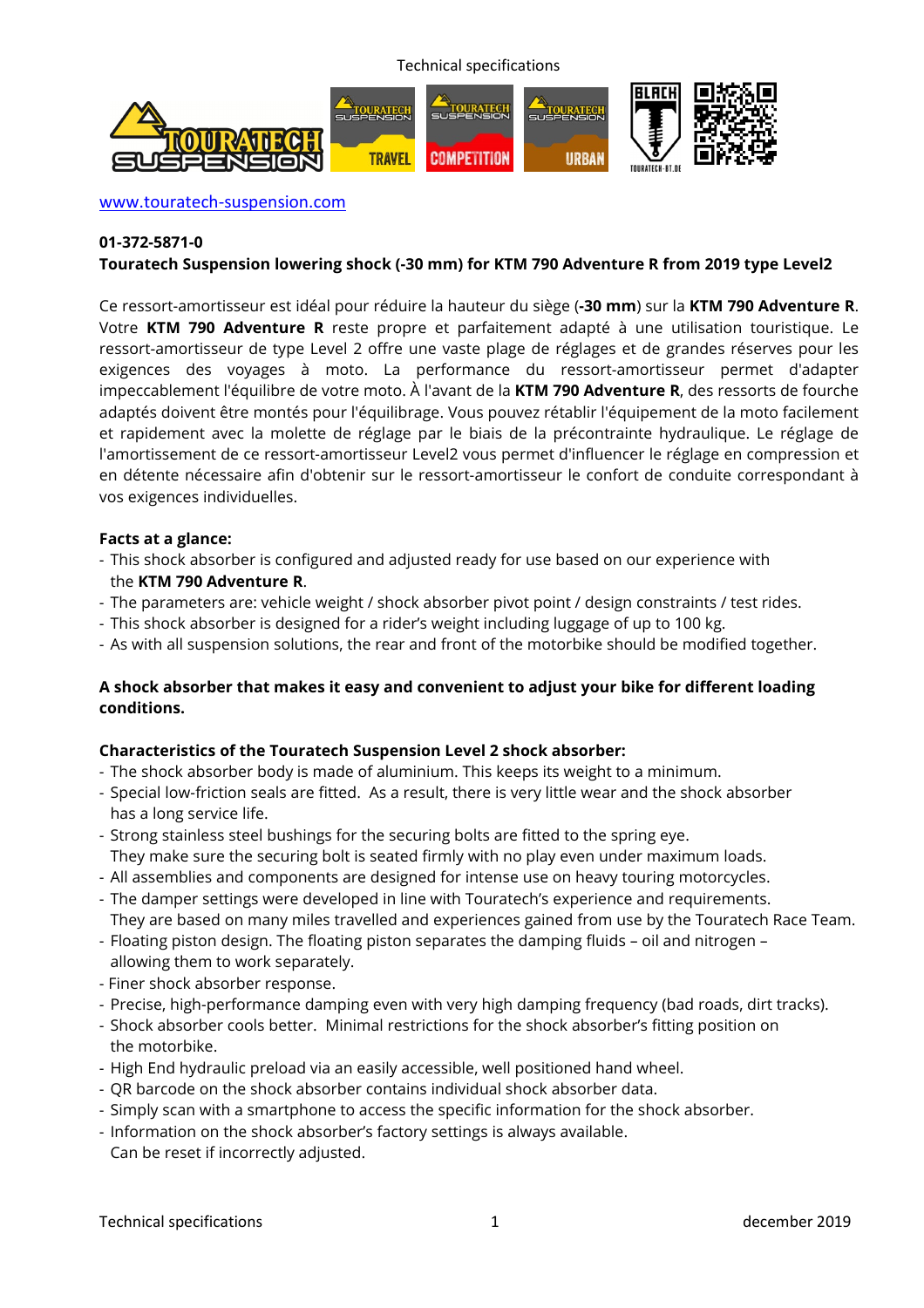www.touratech-suspension.com

**01-372-5871-0**

**Touratech Suspension lowering shock (-30 mm) for KTM 790 Adventure R from 2019 type Level2**

Ce ressort-amortisseur est idéal pour réduire la hauteur du siège (**-30 mm**) sur la **KTM 790 Adventure R**. Votre **KTM 790 Adventure R** reste propre et parfaitement adapté à une utilisation touristique. Le ressort-amortisseur de type Level 2 offre une vaste plage de réglages et de grandes réserves pour les exigences des voyages à moto. La performance du ressort-amortisseur permet d'adapter impeccablement l'équilibre de votre moto. À l'avant de la **KTM 790 Adventure R**, des ressorts de fourche adaptés doivent être montés pour l'équilibrage. Vous pouvez rétablir l'équipement de la moto facilement et rapidement avec la molette de réglage par le biais de la précontrainte hydraulique. Le réglage de l'amortissement de ce ressort-amortisseur Level2 vous permet d'influencer le réglage en compression et en détente nécessaire afin d'obtenir sur le ressort-amortisseur le confort de conduite correspondant à vos exigences individuelles.

**Facts at a glance:**

- This shock absorber is configured and adjusted ready for use based on our experience with the **KTM 790 Adventure R**.
- The parameters are: vehicle weight / shock absorber pivot point / design constraints / test rides.
- This shock absorber is designed for a rider's weight including luggage of up to 100 kg.
- As with all suspension solutions, the rear and front of the motorbike should be modified together.

**A shock absorber that makes it easy and convenient to adjust your bike for different loading conditions.**

**Characteristics of the Touratech Suspension Level 2 shock absorber:**

- The shock absorber body is made of aluminium. This keeps its weight to a minimum.
- Special low-friction seals are fitted. As a result, there is very little wear and the shock absorber has a long service life.
- Strong stainless steel bushings for the securing bolts are fitted to the spring eye. They make sure the securing bolt is seated firmly with no play even under maximum loads.
- All assemblies and components are designed for intense use on heavy touring motorcycles.
- The damper settings were developed in line with Touratech's experience and requirements. They are based on many miles travelled and experiences gained from use by the Touratech Race Team.
- Floating piston design. The floating piston separates the damping fluids – oil and nitrogen – allowing them to work separately.
- Finer shock absorber response.
- Precise, high-performance damping even with very high damping frequency (bad roads, dirt tracks).
- Shock absorber cools better. Minimal restrictions for the shock absorber's fitting position on the motorbike.
- High End hydraulic preload via an easily accessible, well positioned hand wheel.
- QR barcode on the shock absorber contains individual shock absorber data.
- Simply scan with a smartphone to access the specific information for the shock absorber.
- Information on the shock absorber's factory settings is always available. Can be reset if incorrectly adjusted.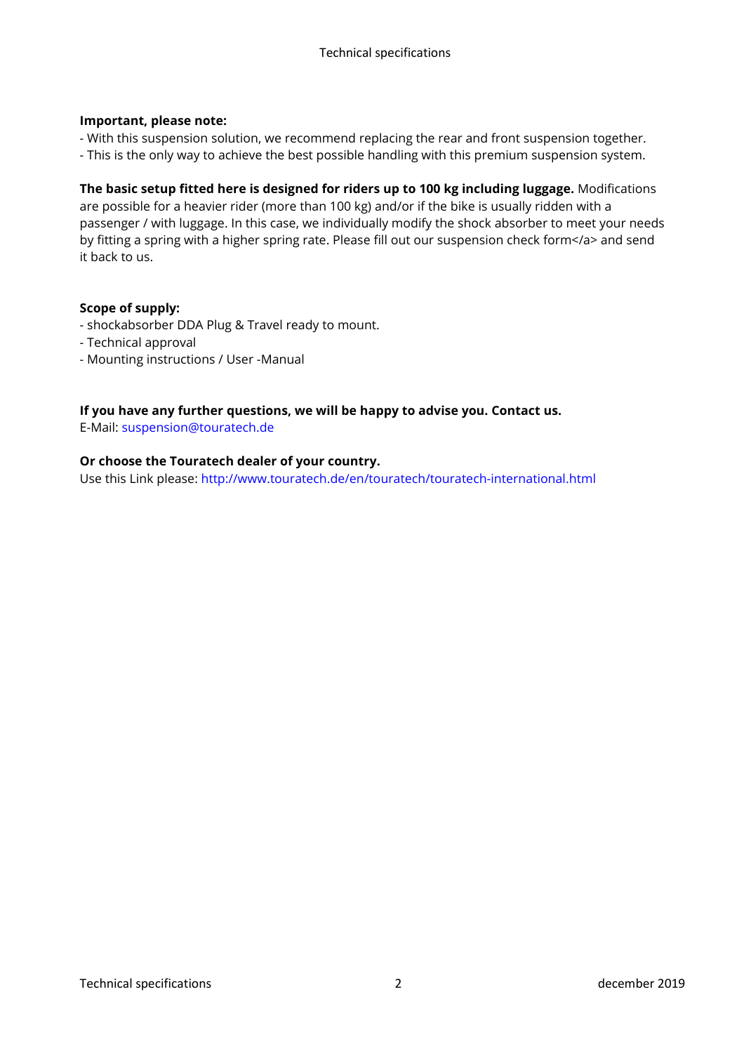**Important, please note:**

- With this suspension solution, we recommend replacing the rear and front suspension together.
- This is the only way to achieve the best possible handling with this premium suspension system.

**The basic setup fitted here is designed for riders up to 100 kg including luggage.** Modifications are possible for a heavier rider (more than 100 kg) and/or if the bike is usually ridden with a passenger / with luggage. In this case, we individually modify the shock absorber to meet your needs by fitting a spring with a higher spring rate. Please fill out our suspension check form</a> and send it back to us.

**Scope of supply:**

- shockabsorber DDA Plug & Travel ready to mount.
- Technical approval
- Mounting instructions / User -Manual

**If you have any further questions, we will be happy to advise you. Contact us.**
E-Mail: suspension@touratech.de

**Or choose the Touratech dealer of your country.**
Use this Link please: http://www.touratech.de/en/touratech/touratech-international.html